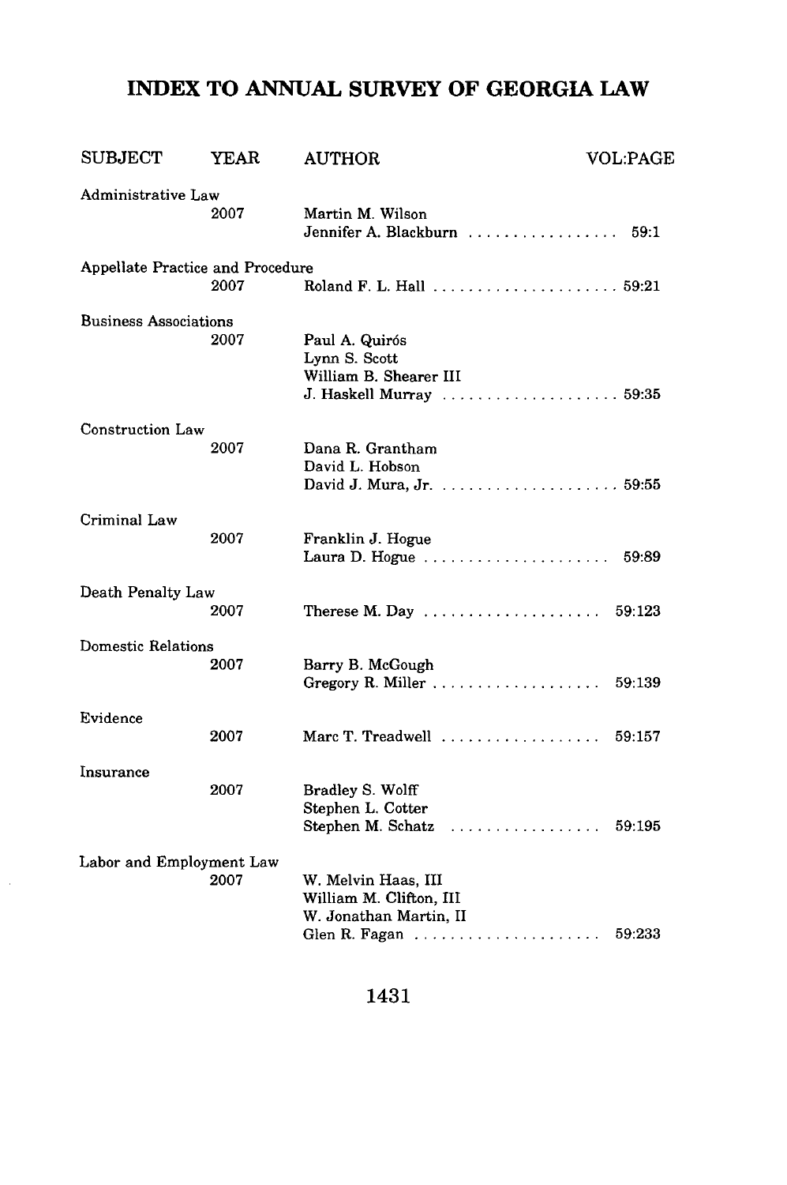# INDEX TO ANNUAL SURVEY OF GEORGIA LAW

| SUBJECT | YEAR | AUTHOR | VOL:PAGE |
|---|---|---|---|
| Administrative Law | | | |
| | 2007 | Martin M. Wilson<br>Jennifer A. Blackburn | 59:1 |
| Appellate Practice and Procedure | | | |
| | 2007 | Roland F. L. Hall | 59:21 |
| Business Associations | | | |
| | 2007 | Paul A. Quirós<br>Lynn S. Scott<br>William B. Shearer III<br>J. Haskell Murray | 59:35 |
| Construction Law | | | |
| | 2007 | Dana R. Grantham<br>David L. Hobson<br>David J. Mura, Jr. | 59:55 |
| Criminal Law | | | |
| | 2007 | Franklin J. Hogue<br>Laura D. Hogue | 59:89 |
| Death Penalty Law | | | |
| | 2007 | Therese M. Day | 59:123 |
| Domestic Relations | | | |
| | 2007 | Barry B. McGough<br>Gregory R. Miller | 59:139 |
| Evidence | | | |
| | 2007 | Marc T. Treadwell | 59:157 |
| Insurance | | | |
| | 2007 | Bradley S. Wolff<br>Stephen L. Cotter<br>Stephen M. Schatz | 59:195 |
| Labor and Employment Law | | | |
| | 2007 | W. Melvin Haas, III<br>William M. Clifton, III<br>W. Jonathan Martin, II<br>Glen R. Fagan | 59:233 |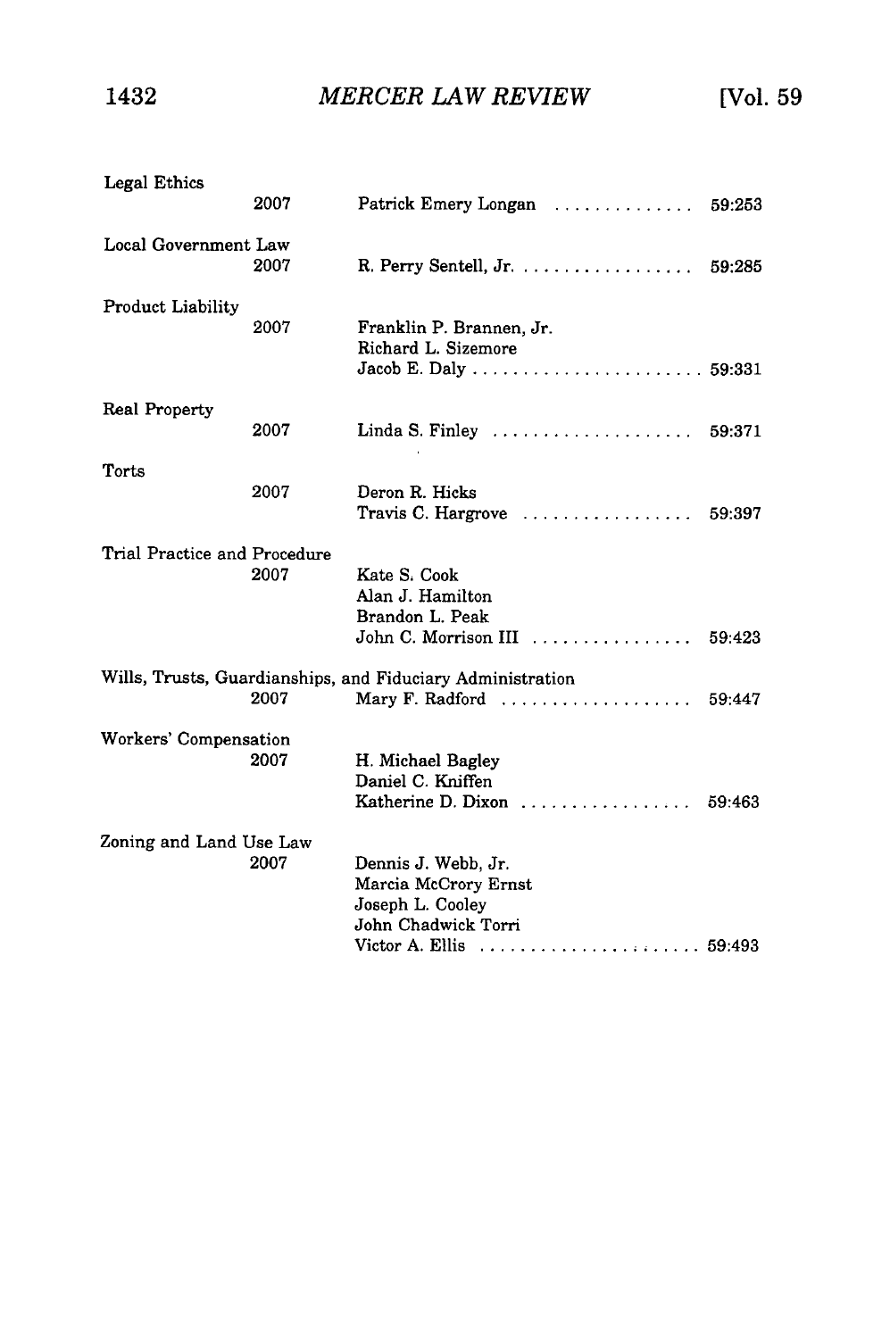| | | | |
|---|---|---|---|
| Legal Ethics | | | |
| | 2007 | Patrick Emery Longan | 59:253 |
| Local Government Law | | | |
| | 2007 | R. Perry Sentell, Jr. | 59:285 |
| Product Liability | | | |
| | 2007 | Franklin P. Brannen, Jr.<br>Richard L. Sizemore<br>Jacob E. Daly | 59:331 |
| Real Property | | | |
| | 2007 | Linda S. Finley | 59:371 |
| Torts | | | |
| | 2007 | Deron R. Hicks<br>Travis C. Hargrove | 59:397 |
| Trial Practice and Procedure | | | |
| | 2007 | Kate S. Cook<br>Alan J. Hamilton<br>Brandon L. Peak<br>John C. Morrison III | 59:423 |
| Wills, Trusts, Guardianships, and Fiduciary Administration | | | |
| | 2007 | Mary F. Radford | 59:447 |
| Workers' Compensation | | | |
| | 2007 | H. Michael Bagley<br>Daniel C. Kniffen<br>Katherine D. Dixon | 59:463 |
| Zoning and Land Use Law | | | |
| | 2007 | Dennis J. Webb, Jr.<br>Marcia McCrory Ernst<br>Joseph L. Cooley<br>John Chadwick Torri<br>Victor A. Ellis | 59:493 |